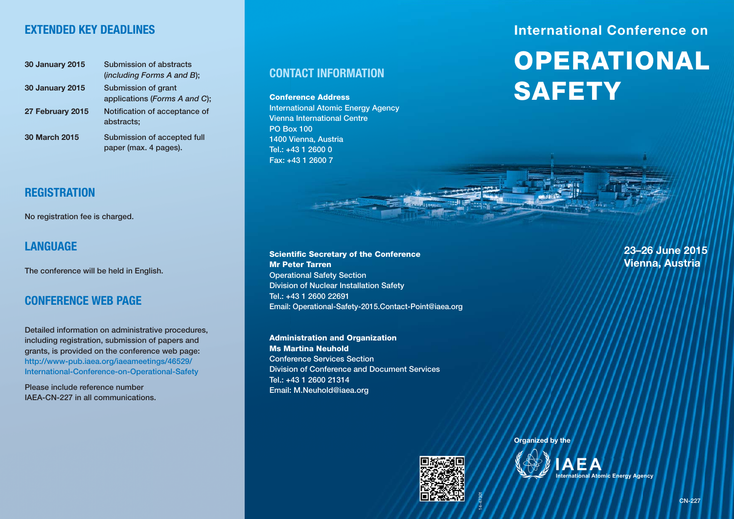## EXTENDED KEY DEADLINES

| | |
|---|---|
| **30 January 2015** | Submission of abstracts (*including Forms A and B*); |
| **30 January 2015** | Submission of grant applications (*Forms A and C*); |
| **27 February 2015** | Notification of acceptance of abstracts; |
| **30 March 2015** | Submission of accepted full paper (max. 4 pages). |

## REGISTRATION

No registration fee is charged.

## LANGUAGE

The conference will be held in English.

## CONFERENCE WEB PAGE

Detailed information on administrative procedures, including registration, submission of papers and grants, is provided on the conference web page: http://www-pub.iaea.org/iaeameetings/46529/International-Conference-on-Operational-Safety

Please include reference number IAEA-CN-227 in all communications.

## CONTACT INFORMATION

**Conference Address**
International Atomic Energy Agency
Vienna International Centre
PO Box 100
1400 Vienna, Austria
Tel.: +43 1 2600 0
Fax: +43 1 2600 7

**Scientific Secretary of the Conference**
**Mr Peter Tarren**
Operational Safety Section
Division of Nuclear Installation Safety
Tel.: +43 1 2600 22691
Email: Operational-Safety-2015.Contact-Point@iaea.org

**Administration and Organization**
**Ms Martina Neuhold**
Conference Services Section
Division of Conference and Document Services
Tel.: +43 1 2600 21314
Email: M.Neuhold@iaea.org

14-47301

International Conference on

# OPERATIONAL SAFETY

**23–26 June 2015**
**Vienna, Austria**

**Organized by the**

IAEA
International Atomic Energy Agency

CN-227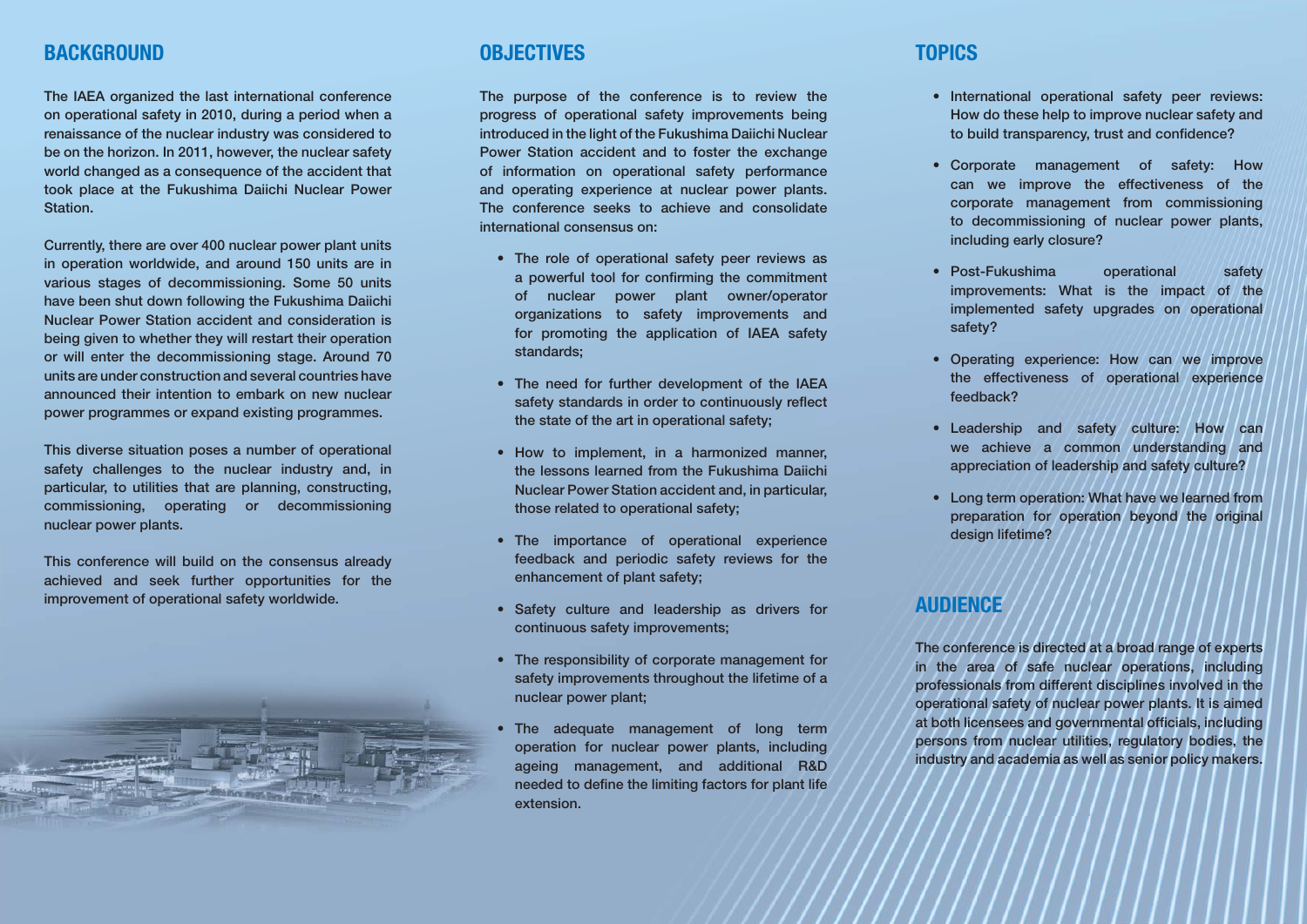## BACKGROUND

The IAEA organized the last international conference on operational safety in 2010, during a period when a renaissance of the nuclear industry was considered to be on the horizon. In 2011, however, the nuclear safety world changed as a consequence of the accident that took place at the Fukushima Daiichi Nuclear Power Station.

Currently, there are over 400 nuclear power plant units in operation worldwide, and around 150 units are in various stages of decommissioning. Some 50 units have been shut down following the Fukushima Daiichi Nuclear Power Station accident and consideration is being given to whether they will restart their operation or will enter the decommissioning stage. Around 70 units are under construction and several countries have announced their intention to embark on new nuclear power programmes or expand existing programmes.

This diverse situation poses a number of operational safety challenges to the nuclear industry and, in particular, to utilities that are planning, constructing, commissioning, operating or decommissioning nuclear power plants.

This conference will build on the consensus already achieved and seek further opportunities for the improvement of operational safety worldwide.

## OBJECTIVES

The purpose of the conference is to review the progress of operational safety improvements being introduced in the light of the Fukushima Daiichi Nuclear Power Station accident and to foster the exchange of information on operational safety performance and operating experience at nuclear power plants. The conference seeks to achieve and consolidate international consensus on:

- The role of operational safety peer reviews as a powerful tool for confirming the commitment of nuclear power plant owner/operator organizations to safety improvements and for promoting the application of IAEA safety standards;
- The need for further development of the IAEA safety standards in order to continuously reflect the state of the art in operational safety;
- How to implement, in a harmonized manner, the lessons learned from the Fukushima Daiichi Nuclear Power Station accident and, in particular, those related to operational safety;
- The importance of operational experience feedback and periodic safety reviews for the enhancement of plant safety;
- Safety culture and leadership as drivers for continuous safety improvements;
- The responsibility of corporate management for safety improvements throughout the lifetime of a nuclear power plant;
- The adequate management of long term operation for nuclear power plants, including ageing management, and additional R&D needed to define the limiting factors for plant life extension.

## TOPICS

- International operational safety peer reviews: How do these help to improve nuclear safety and to build transparency, trust and confidence?
- Corporate management of safety: How can we improve the effectiveness of the corporate management from commissioning to decommissioning of nuclear power plants, including early closure?
- Post-Fukushima operational safety improvements: What is the impact of the implemented safety upgrades on operational safety?
- Operating experience: How can we improve the effectiveness of operational experience feedback?
- Leadership and safety culture: How can we achieve a common understanding and appreciation of leadership and safety culture?
- Long term operation: What have we learned from preparation for operation beyond the original design lifetime?

## AUDIENCE

The conference is directed at a broad range of experts in the area of safe nuclear operations, including professionals from different disciplines involved in the operational safety of nuclear power plants. It is aimed at both licensees and governmental officials, including persons from nuclear utilities, regulatory bodies, the industry and academia as well as senior policy makers.